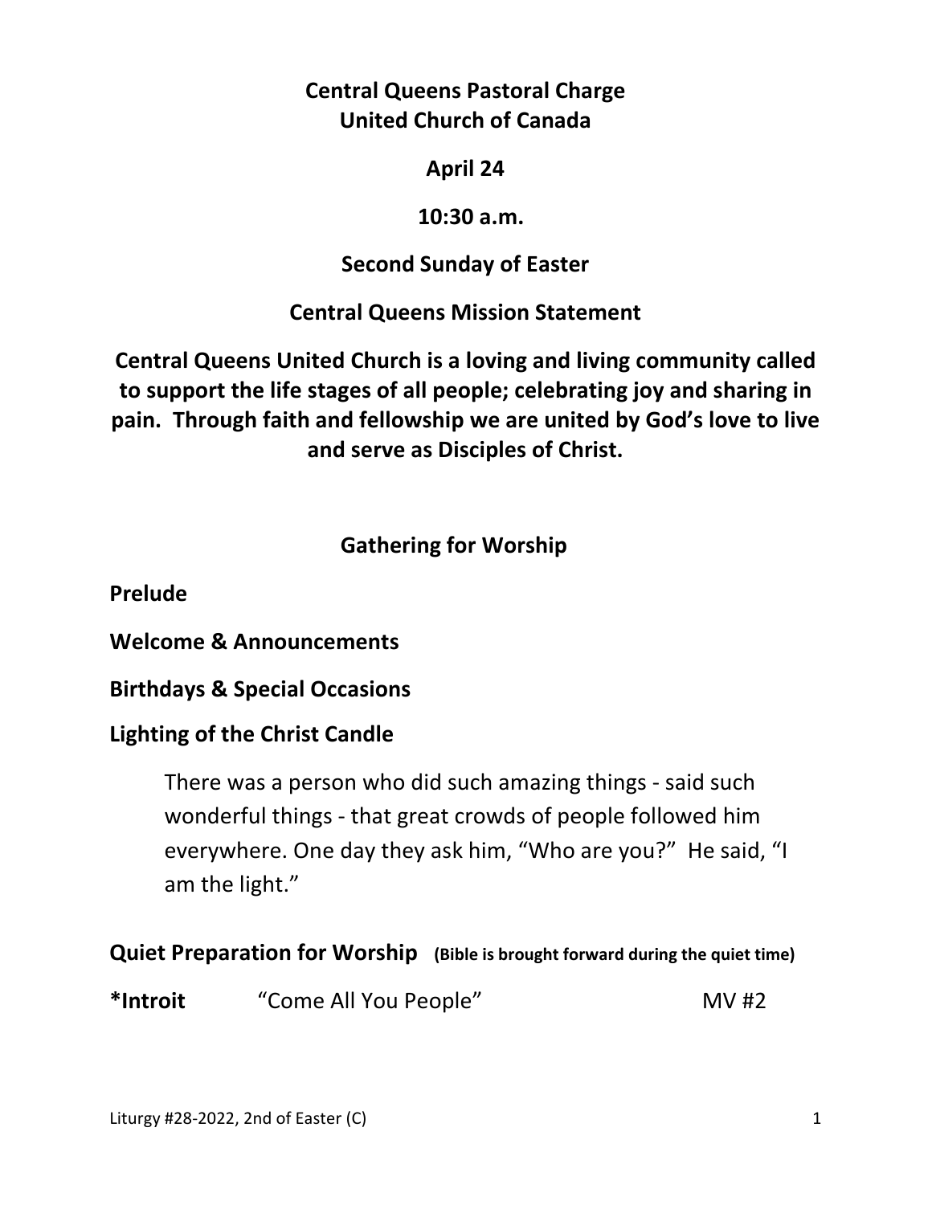# Central Queens Pastoral Charge
# United Church of Canada

**April 24**

**10:30 a.m.**

**Second Sunday of Easter**

**Central Queens Mission Statement**

**Central Queens United Church is a loving and living community called to support the life stages of all people; celebrating joy and sharing in pain. Through faith and fellowship we are united by God's love to live and serve as Disciples of Christ.**

## Gathering for Worship

**Prelude**

**Welcome & Announcements**

**Birthdays & Special Occasions**

**Lighting of the Christ Candle**

> There was a person who did such amazing things - said such wonderful things - that great crowds of people followed him everywhere. One day they ask him, "Who are you?" He said, "I am the light."

**Quiet Preparation for Worship** **(Bible is brought forward during the quiet time)**

**\*Introit** "Come All You People" MV #2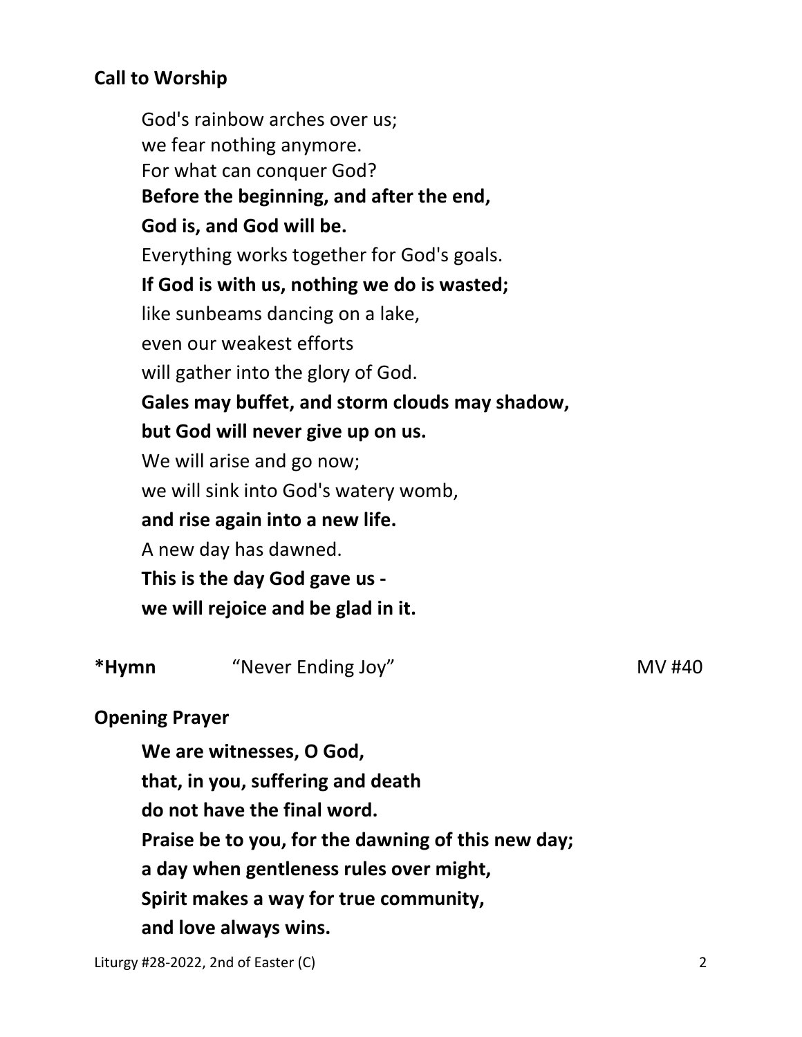**Call to Worship**

God's rainbow arches over us;
we fear nothing anymore.
For what can conquer God?
**Before the beginning, and after the end,**
**God is, and God will be.**
Everything works together for God's goals.
**If God is with us, nothing we do is wasted;**
like sunbeams dancing on a lake,
even our weakest efforts
will gather into the glory of God.
**Gales may buffet, and storm clouds may shadow,**
**but God will never give up on us.**
We will arise and go now;
we will sink into God's watery womb,
**and rise again into a new life.**
A new day has dawned.
**This is the day God gave us -**
**we will rejoice and be glad in it.**

**\*Hymn** "Never Ending Joy" MV #40

**Opening Prayer**

**We are witnesses, O God,**
**that, in you, suffering and death**
**do not have the final word.**
**Praise be to you, for the dawning of this new day;**
**a day when gentleness rules over might,**
**Spirit makes a way for true community,**
**and love always wins.**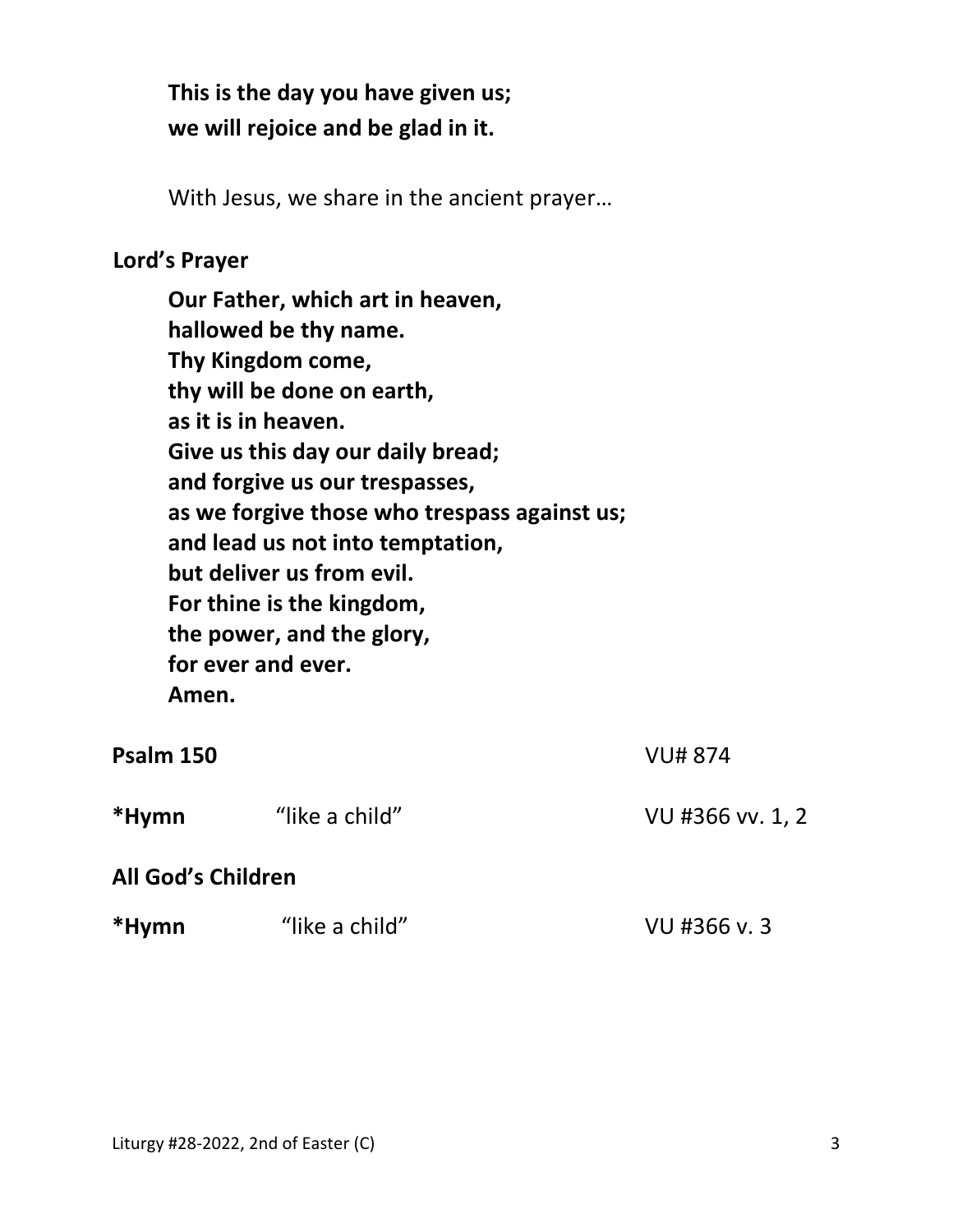**This is the day you have given us;**
**we will rejoice and be glad in it.**

With Jesus, we share in the ancient prayer…

**Lord's Prayer**

**Our Father, which art in heaven,**
**hallowed be thy name.**
**Thy Kingdom come,**
**thy will be done on earth,**
**as it is in heaven.**
**Give us this day our daily bread;**
**and forgive us our trespasses,**
**as we forgive those who trespass against us;**
**and lead us not into temptation,**
**but deliver us from evil.**
**For thine is the kingdom,**
**the power, and the glory,**
**for ever and ever.**
**Amen.**

**Psalm 150** VU# 874

**\*Hymn** "like a child" VU #366 vv. 1, 2

**All God's Children**

**\*Hymn** "like a child" VU #366 v. 3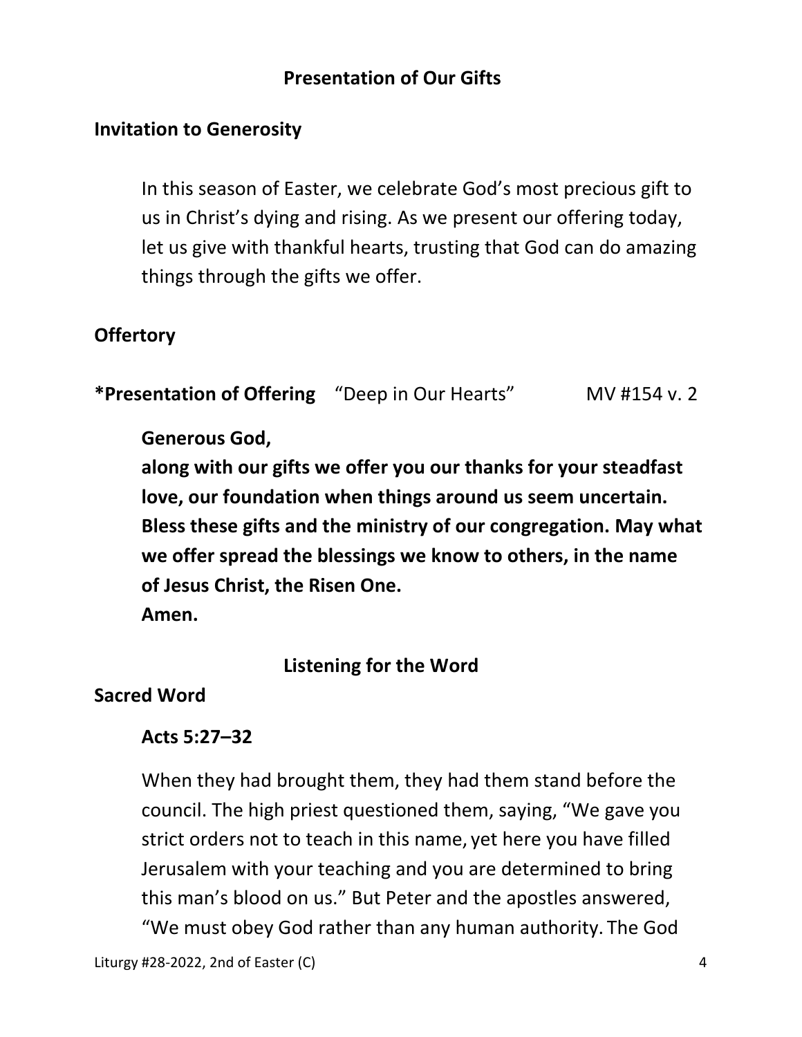## Presentation of Our Gifts

### Invitation to Generosity

In this season of Easter, we celebrate God's most precious gift to us in Christ's dying and rising. As we present our offering today, let us give with thankful hearts, trusting that God can do amazing things through the gifts we offer.

### Offertory

**\*Presentation of Offering** "Deep in Our Hearts" MV #154 v. 2

**Generous God,**
**along with our gifts we offer you our thanks for your steadfast love, our foundation when things around us seem uncertain. Bless these gifts and the ministry of our congregation. May what we offer spread the blessings we know to others, in the name of Jesus Christ, the Risen One.**
**Amen.**

## Listening for the Word

### Sacred Word

**Acts 5:27–32**

When they had brought them, they had them stand before the council. The high priest questioned them, saying, "We gave you strict orders not to teach in this name, yet here you have filled Jerusalem with your teaching and you are determined to bring this man's blood on us." But Peter and the apostles answered, "We must obey God rather than any human authority. The God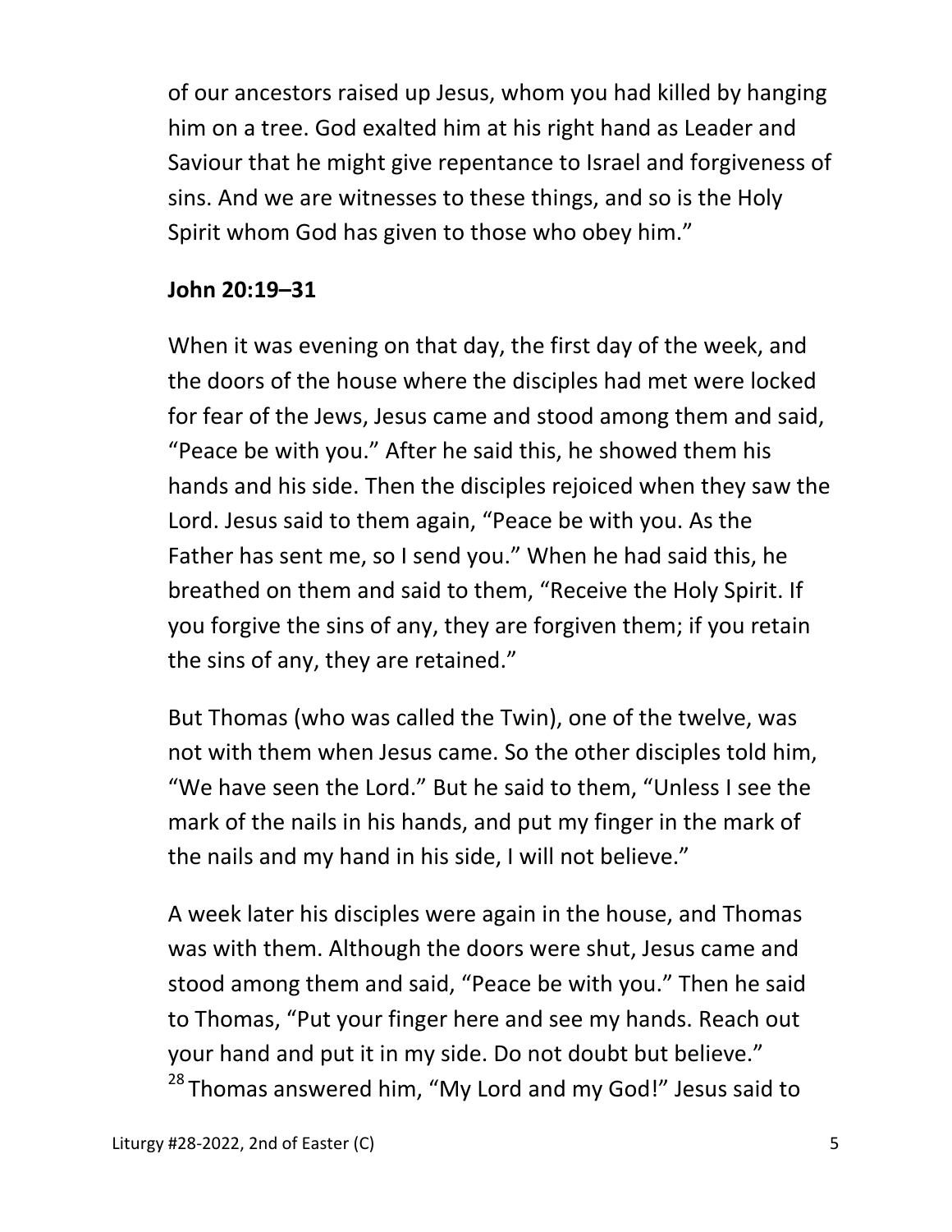of our ancestors raised up Jesus, whom you had killed by hanging him on a tree. God exalted him at his right hand as Leader and Saviour that he might give repentance to Israel and forgiveness of sins. And we are witnesses to these things, and so is the Holy Spirit whom God has given to those who obey him."

**John 20:19–31**

When it was evening on that day, the first day of the week, and the doors of the house where the disciples had met were locked for fear of the Jews, Jesus came and stood among them and said, "Peace be with you." After he said this, he showed them his hands and his side. Then the disciples rejoiced when they saw the Lord. Jesus said to them again, "Peace be with you. As the Father has sent me, so I send you." When he had said this, he breathed on them and said to them, "Receive the Holy Spirit. If you forgive the sins of any, they are forgiven them; if you retain the sins of any, they are retained."

But Thomas (who was called the Twin), one of the twelve, was not with them when Jesus came. So the other disciples told him, "We have seen the Lord." But he said to them, "Unless I see the mark of the nails in his hands, and put my finger in the mark of the nails and my hand in his side, I will not believe."

A week later his disciples were again in the house, and Thomas was with them. Although the doors were shut, Jesus came and stood among them and said, "Peace be with you." Then he said to Thomas, "Put your finger here and see my hands. Reach out your hand and put it in my side. Do not doubt but believe." [28] Thomas answered him, "My Lord and my God!" Jesus said to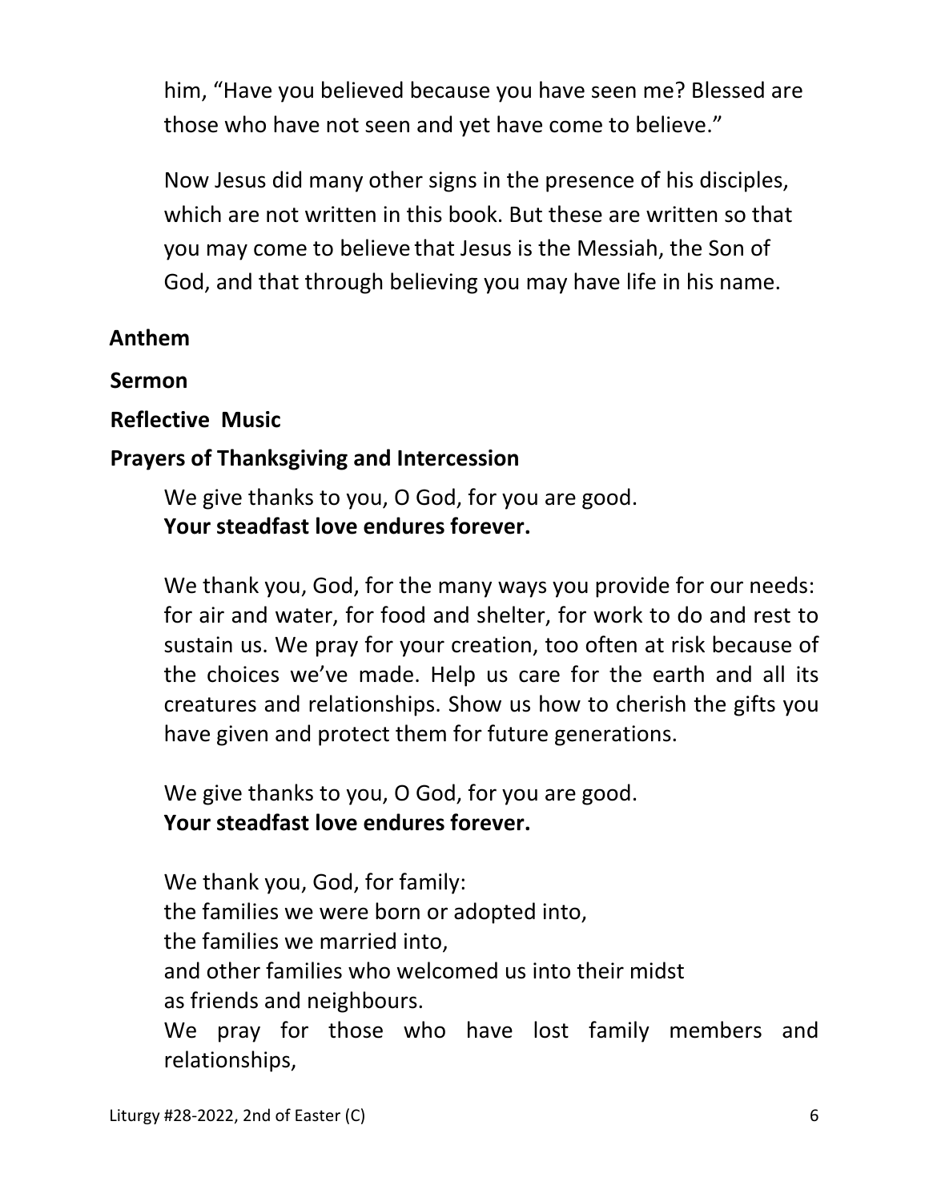him, "Have you believed because you have seen me? Blessed are those who have not seen and yet have come to believe."

Now Jesus did many other signs in the presence of his disciples, which are not written in this book. But these are written so that you may come to believe that Jesus is the Messiah, the Son of God, and that through believing you may have life in his name.

**Anthem**

**Sermon**

**Reflective Music**

**Prayers of Thanksgiving and Intercession**

We give thanks to you, O God, for you are good.
**Your steadfast love endures forever.**

We thank you, God, for the many ways you provide for our needs: for air and water, for food and shelter, for work to do and rest to sustain us. We pray for your creation, too often at risk because of the choices we've made. Help us care for the earth and all its creatures and relationships. Show us how to cherish the gifts you have given and protect them for future generations.

We give thanks to you, O God, for you are good.
**Your steadfast love endures forever.**

We thank you, God, for family:
the families we were born or adopted into,
the families we married into,
and other families who welcomed us into their midst
as friends and neighbours.
We pray for those who have lost family members and relationships,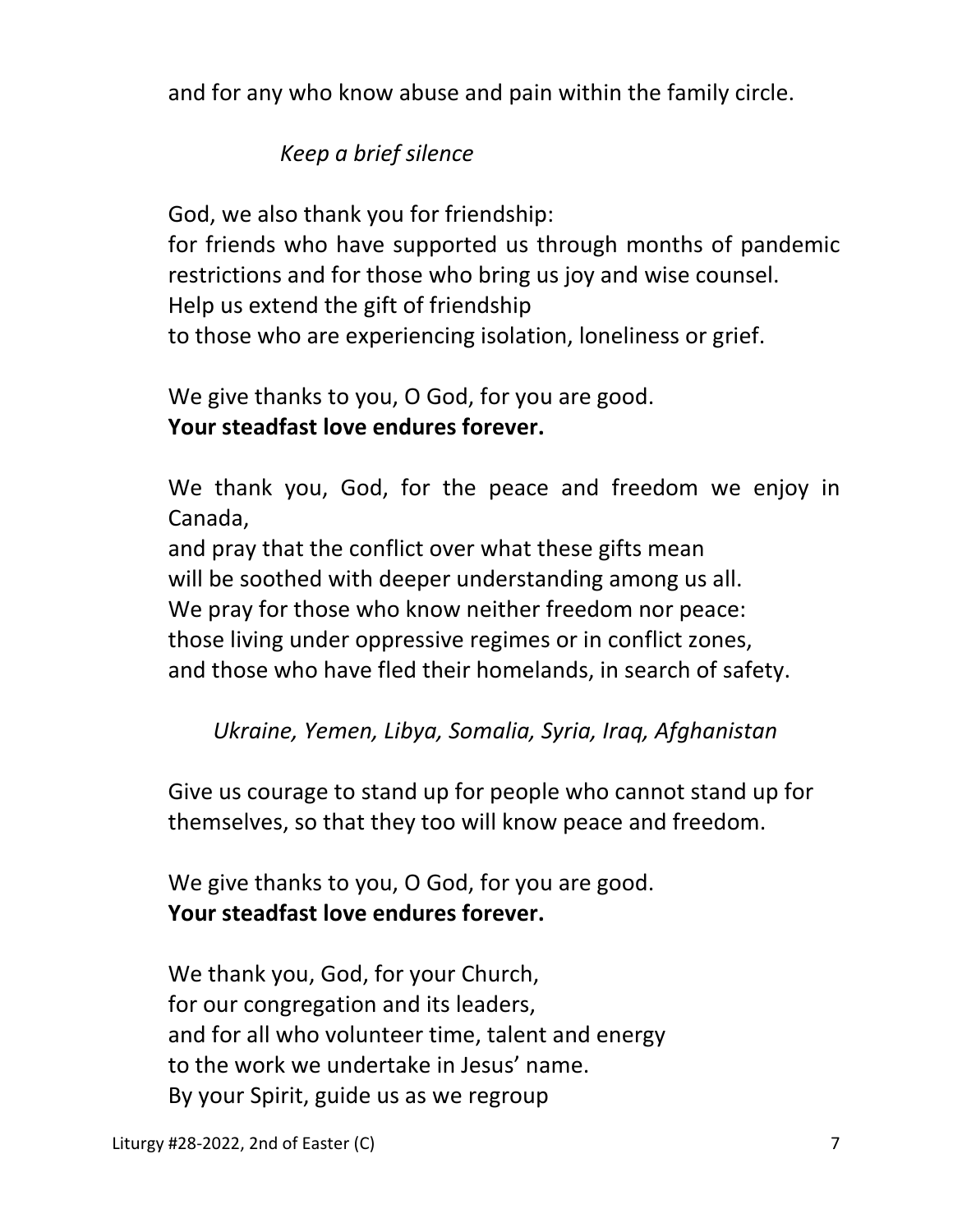and for any who know abuse and pain within the family circle.

*Keep a brief silence*

God, we also thank you for friendship:
for friends who have supported us through months of pandemic restrictions and for those who bring us joy and wise counsel.
Help us extend the gift of friendship
to those who are experiencing isolation, loneliness or grief.

We give thanks to you, O God, for you are good.
**Your steadfast love endures forever.**

We thank you, God, for the peace and freedom we enjoy in Canada,
and pray that the conflict over what these gifts mean
will be soothed with deeper understanding among us all.
We pray for those who know neither freedom nor peace:
those living under oppressive regimes or in conflict zones,
and those who have fled their homelands, in search of safety.

*Ukraine, Yemen, Libya, Somalia, Syria, Iraq, Afghanistan*

Give us courage to stand up for people who cannot stand up for themselves, so that they too will know peace and freedom.

We give thanks to you, O God, for you are good.
**Your steadfast love endures forever.**

We thank you, God, for your Church,
for our congregation and its leaders,
and for all who volunteer time, talent and energy
to the work we undertake in Jesus' name.
By your Spirit, guide us as we regroup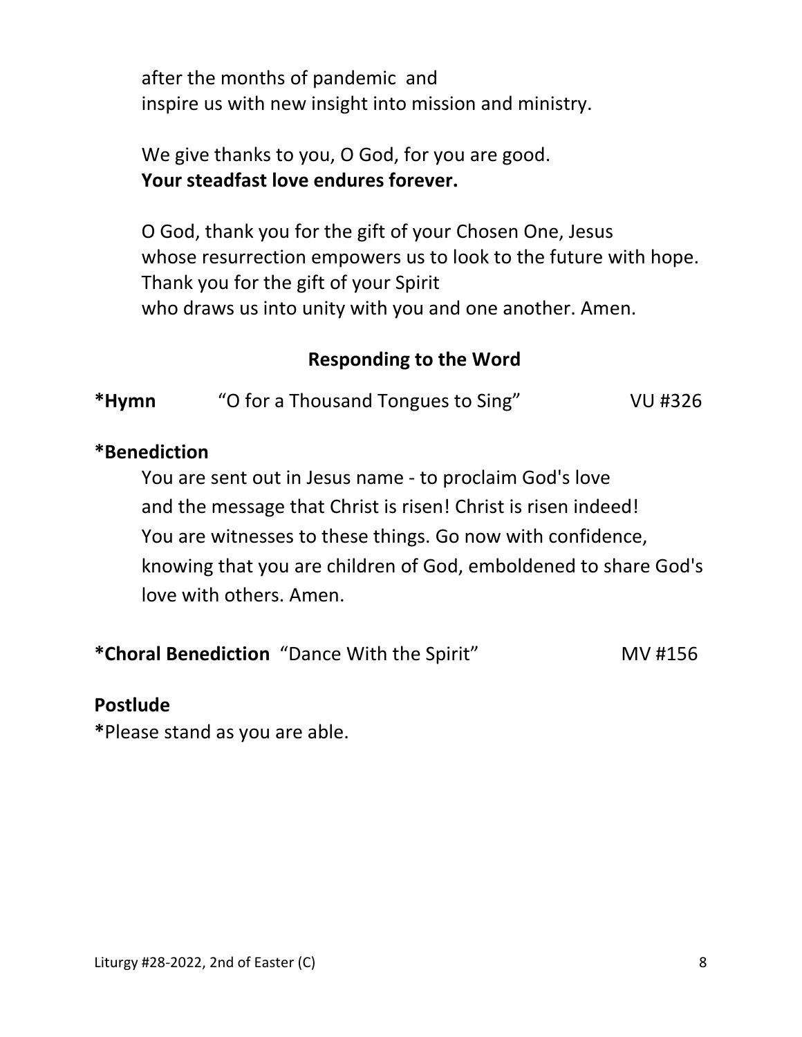after the months of pandemic and
inspire us with new insight into mission and ministry.

We give thanks to you, O God, for you are good.
**Your steadfast love endures forever.**

O God, thank you for the gift of your Chosen One, Jesus
whose resurrection empowers us to look to the future with hope.
Thank you for the gift of your Spirit
who draws us into unity with you and one another. Amen.

## Responding to the Word

**\*Hymn** "O for a Thousand Tongues to Sing" VU #326

**\*Benediction**

You are sent out in Jesus name - to proclaim God's love
and the message that Christ is risen! Christ is risen indeed!
You are witnesses to these things. Go now with confidence,
knowing that you are children of God, emboldened to share God's
love with others. Amen.

**\*Choral Benediction** "Dance With the Spirit" MV #156

**Postlude**

**\***Please stand as you are able.